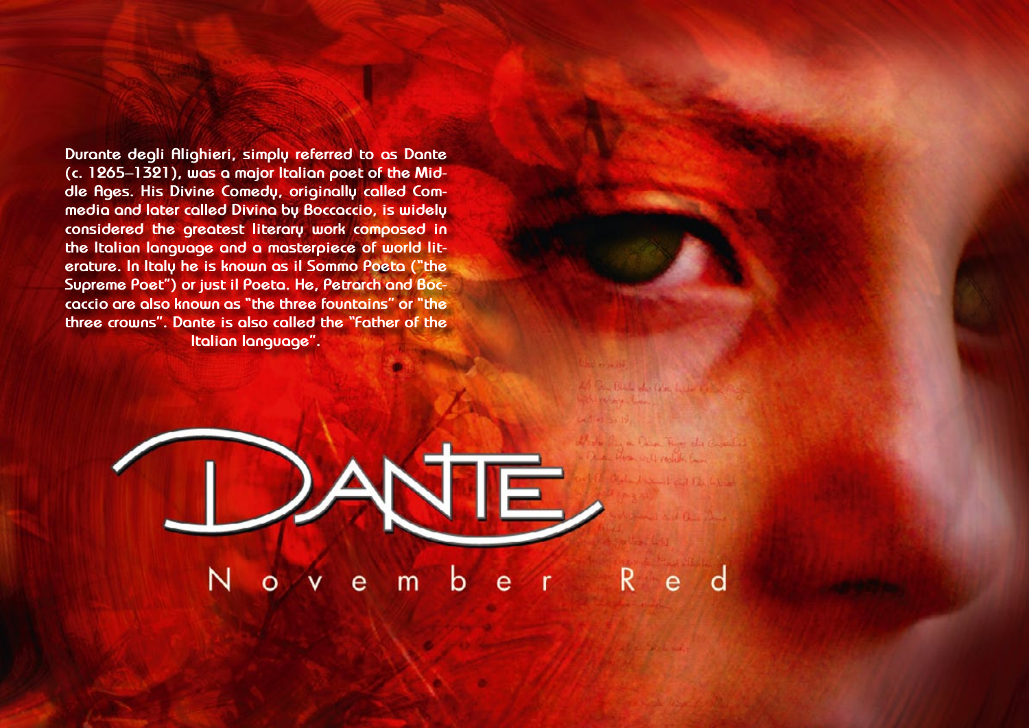Durante degli Alighieri, simply referred to as Dante (c. 1265–1321), was a major Italian poet of the Middle Ages. His Divine Comedy, originally called Commedia and later called Divina by Boccaccio, is widely considered the greatest literary work composed in the Italian language and a masterpiece of world literature. In Italy he is known as il Sommo Poeta ("the Supreme Poet") or just il Poeta. He, Petrarch and Boccaccio are also known as "the three fountains" or "the three crowns". Dante is also called the "Father of the Italian language".

# DANTE

## November Red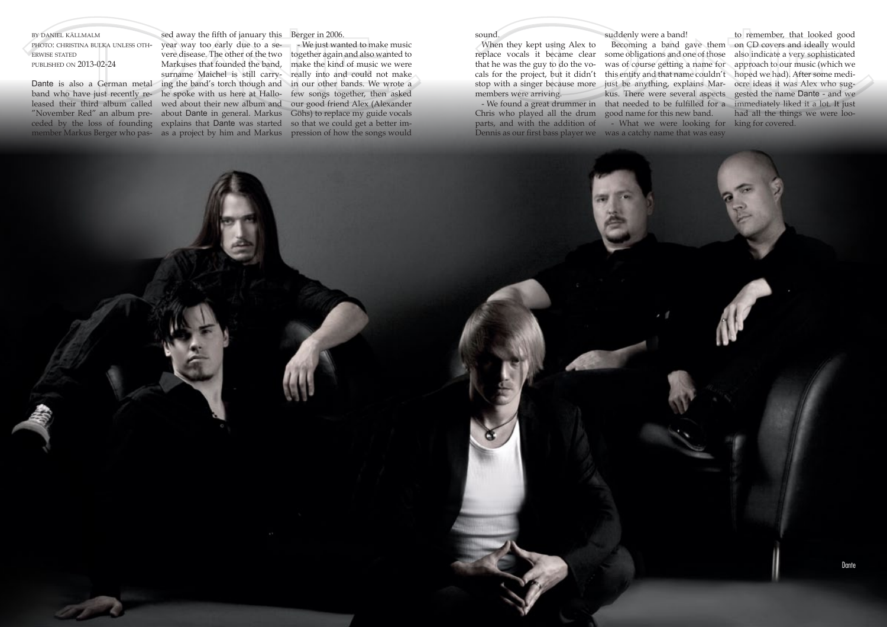BY DANIEL KÄLLMALM
PHOTO: CHRISTINA BULKA UNLESS OTHERWISE STATED
PUBLISHED ON 2013-02-24

Dante is also a German metal band who have just recently released their third album called "November Red" an album preceded by the loss of founding member Markus Berger who passed away the fifth of january this year way too early due to a severe disease. The other of the two Markuses that founded the band, surname Maichel is still carrying the band's torch though and he spoke with us here at Hallowed about their new album and about Dante in general. Markus explains that Dante was started as a project by him and Markus Berger in 2006.

- We just wanted to make music together again and also wanted to make the kind of music we were really into and could not make in our other bands. We wrote a few songs together, then asked our good friend Alex (Alexander Göhs) to replace my guide vocals so that we could get a better impression of how the songs would sound.

When they kept using Alex to replace vocals it became clear that he was the guy to do the vocals for the project, but it didn't stop with a singer because more members were arriving.

- We found a great drummer in Chris who played all the drum parts, and with the addition of Dennis as our first bass player we suddenly were a band!

Becoming a band gave them some obligations and one of those was of course getting a name for this entity and that name couldn't just be anything, explains Markus. There were several aspects that needed to be fulfilled for a good name for this new band.

- What we were looking for was a catchy name that was easy to remember, that looked good on CD covers and ideally would also indicate a very sophisticated approach to our music (which we hoped we had). After some mediocre ideas it was Alex who suggested the name Dante - and we immediately liked it a lot. It just had all the things we were looking for covered.

Dante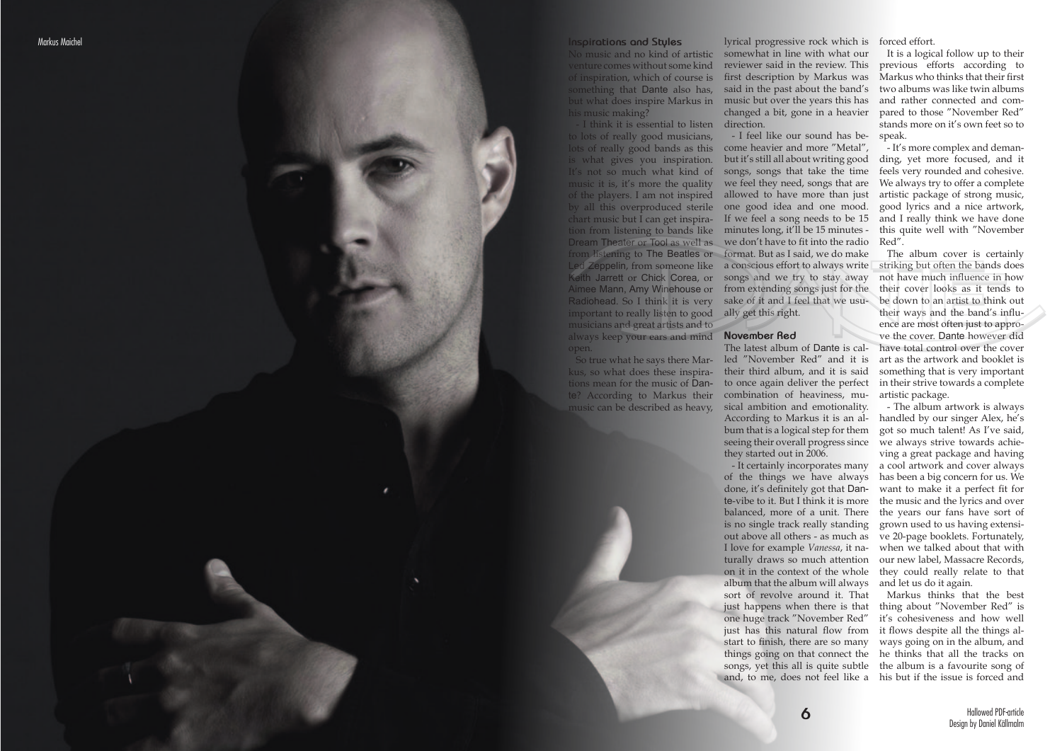## Inspirations and Styles

No music and no kind of artistic venture comes without some kind of inspiration, which of course is something that Dante also has, but what does inspire Markus in his music making?

- I think it is essential to listen to lots of really good musicians, lots of really good bands as this is what gives you inspiration. It's not so much what kind of music it is, it's more the quality of the players. I am not inspired by all this overproduced sterile chart music but I can get inspiration from listening to bands like Dream Theater or Tool as well as from listening to The Beatles or Led Zeppelin, from someone like Keith Jarrett or Chick Corea, or Aimee Mann, Amy Winehouse or Radiohead. So I think it is very important to really listen to good musicians and great artists and to always keep your ears and mind open.

So true what he says there Markus, so what does these inspirations mean for the music of Dante? According to Markus their music can be described as heavy, lyrical progressive rock which is somewhat in line with what our reviewer said in the review. This first description by Markus was said in the past about the band's music but over the years this has changed a bit, gone in a heavier direction.

- I feel like our sound has become heavier and more "Metal", but it's still all about writing good songs, songs that take the time we feel they need, songs that are allowed to have more than just one good idea and one mood. If we feel a song needs to be 15 minutes long, it'll be 15 minutes - we don't have to fit into the radio format. But as I said, we do make a conscious effort to always write songs and we try to stay away from extending songs just for the sake of it and I feel that we usually get this right.

## November Red

The latest album of Dante is called "November Red" and it is their third album, and it is said to once again deliver the perfect combination of heaviness, musical ambition and emotionality. According to Markus it is an album that is a logical step for them seeing their overall progress since they started out in 2006.

- It certainly incorporates many of the things we have always done, it's definitely got that Dante-vibe to it. But I think it is more balanced, more of a unit. There is no single track really standing out above all others - as much as I love for example *Vanessa*, it naturally draws so much attention on it in the context of the whole album that the album will always sort of revolve around it. That just happens when there is that one huge track "November Red" just has this natural flow from start to finish, there are so many things going on that connect the songs, yet this all is quite subtle and, to me, does not feel like a forced effort.

It is a logical follow up to their previous efforts according to Markus who thinks that their first two albums was like twin albums and rather connected and compared to those "November Red" stands more on it's own feet so to speak.

- It's more complex and demanding, yet more focused, and it feels very rounded and cohesive. We always try to offer a complete artistic package of strong music, good lyrics and a nice artwork, and I really think we have done this quite well with "November Red".

The album cover is certainly striking but often the bands does not have much influence in how their cover looks as it tends to be down to an artist to think out their ways and the band's influence are most often just to approve the cover. Dante however did have total control over the cover art as the artwork and booklet is something that is very important in their strive towards a complete artistic package.

- The album artwork is always handled by our singer Alex, he's got so much talent! As I've said, we always strive towards achieving a great package and having a cool artwork and cover always has been a big concern for us. We want to make it a perfect fit for the music and the lyrics and over the years our fans have sort of grown used to us having extensive 20-page booklets. Fortunately, when we talked about that with our new label, Massacre Records, they could really relate to that and let us do it again.

Markus thinks that the best thing about "November Red" is it's cohesiveness and how well it flows despite all the things always going on in the album, and he thinks that all the tracks on the album is a favourite song of his but if the issue is forced and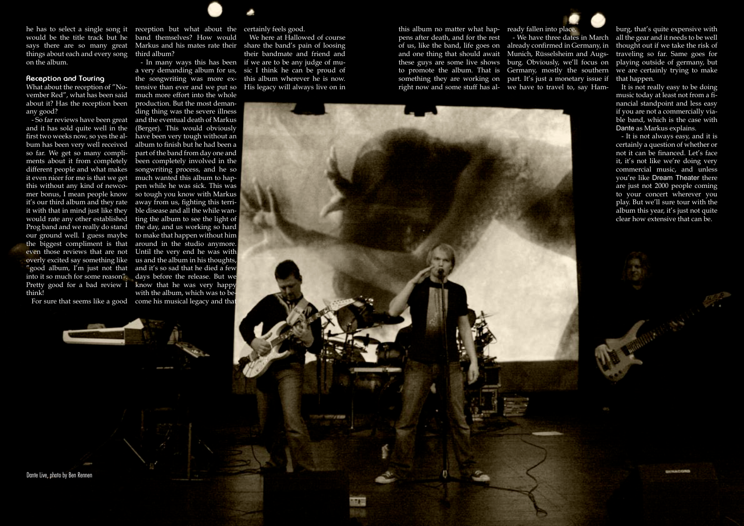he has to select a single song it would be the title track but he says there are so many great things about each and every song on the album.

### Reception and Touring

What about the reception of "November Red", what has been said about it? Has the reception been any good?

- So far reviews have been great and it has sold quite well in the first two weeks now, so yes the album has been very well received so far. We get so many compliments about it from completely different people and what makes it even nicer for me is that we get this without any kind of newcomer bonus, I mean people know it's our third album and they rate it with that in mind just like they would rate any other established Prog band and we really do stand our ground well. I guess maybe the biggest compliment is that even those reviews that are not overly excited say something like "good album, I'm just not that into it so much for some reason". Pretty good for a bad review I think!

For sure that seems like a good reception but what about the band themselves? How would Markus and his mates rate their third album?

- In many ways this has been a very demanding album for us, the songwriting was more extensive than ever and we put so much more effort into the whole production. But the most demanding thing was the severe illness and the eventual death of Markus (Berger). This would obviously have been very tough without an album to finish but he had been a part of the band from day one and been completely involved in the songwriting process, and he so much wanted this album to happen while he was sick. This was so tough you know with Markus away from us, fighting this terrible disease and all the while wanting the album to see the light of the day, and us working so hard to make that happen without him around in the studio anymore. Until the very end he was with us and the album in his thoughts, and it's so sad that he died a few days before the release. But we know that he was very happy with the album, which was to become his musical legacy and that certainly feels good.

We here at Hallowed of course share the band's pain of loosing their bandmate and friend and if we are to be any judge of music I think he can be proud of this album wherever he is now. His legacy will always live on in this album no matter what happens after death, and for the rest of us, like the band, life goes on and one thing that should await these guys are some live shows to promote the album. That is something they are working on right now and some stuff has already fallen into place.

- We have three dates in March already confirmed in Germany, in Munich, Rüsselsheim and Augsburg. Obviously, we'll focus on Germany, mostly the southern part. It's just a monetary issue if we have to travel to, say Hamburg, that's quite expensive with all the gear and it needs to be well thought out if we take the risk of traveling so far. Same goes for playing outside of germany, but we are certainly trying to make that happen.

It is not really easy to be doing music today at least not from a financial standpoint and less easy if you are not a commercially viable band, which is the case with Dante as Markus explains.

- It is not always easy, and it is certainly a question of whether or not it can be financed. Let's face it, it's not like we're doing very commercial music, and unless you're like Dream Theater there are just not 2000 people coming to your concert wherever you play. But we'll sure tour with the album this year, it's just not quite clear how extensive that can be.

Dante Live, photo by Ben Rennen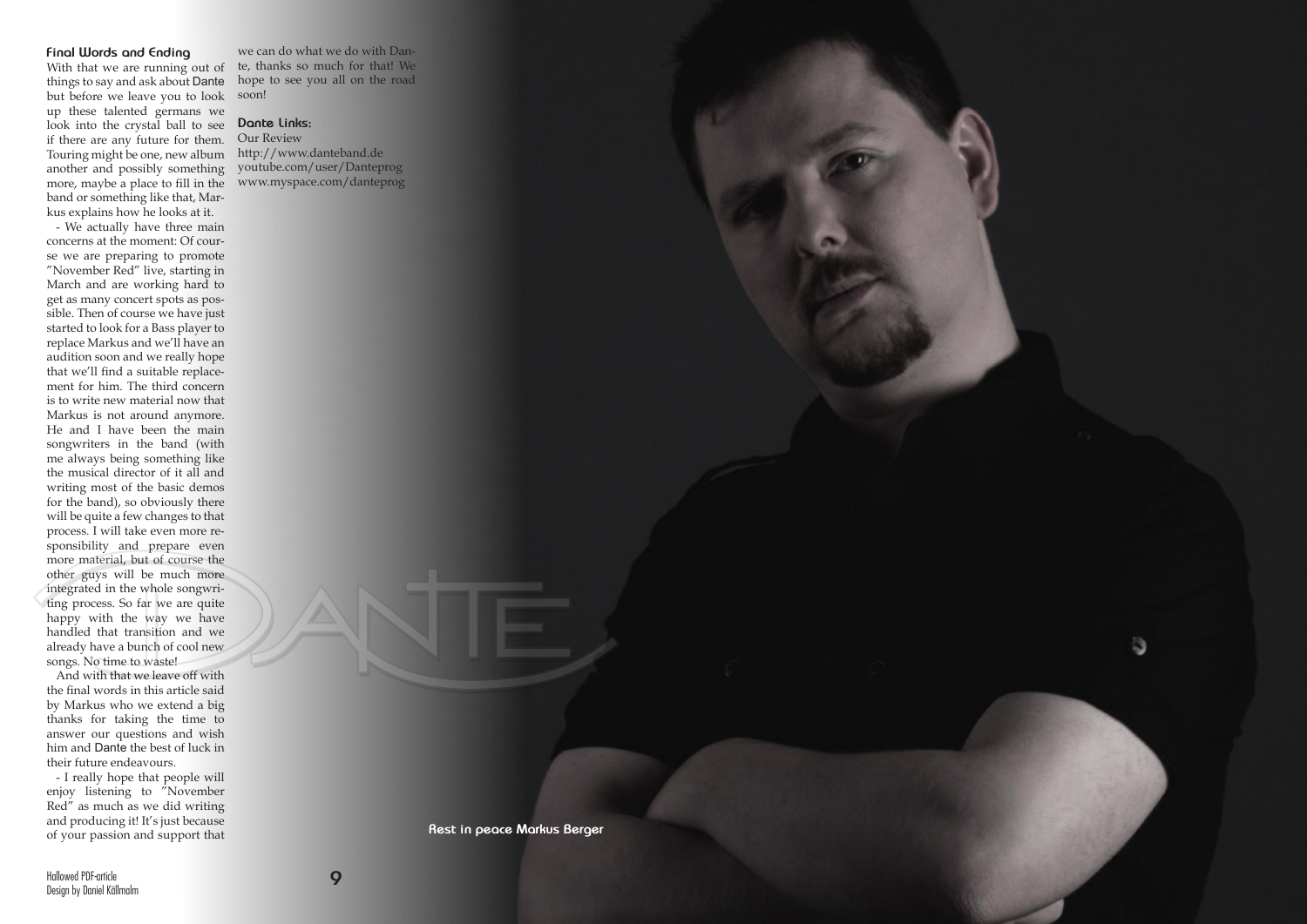### Final Words and Ending

With that we are running out of things to say and ask about Dante but before we leave you to look up these talented germans we look into the crystal ball to see if there are any future for them. Touring might be one, new album another and possibly something more, maybe a place to fill in the band or something like that, Markus explains how he looks at it.

- We actually have three main concerns at the moment: Of course we are preparing to promote "November Red" live, starting in March and are working hard to get as many concert spots as possible. Then of course we have just started to look for a Bass player to replace Markus and we'll have an audition soon and we really hope that we'll find a suitable replacement for him. The third concern is to write new material now that Markus is not around anymore. He and I have been the main songwriters in the band (with me always being something like the musical director of it all and writing most of the basic demos for the band), so obviously there will be quite a few changes to that process. I will take even more responsibility and prepare even more material, but of course the other guys will be much more integrated in the whole songwriting process. So far we are quite happy with the way we have handled that transition and we already have a bunch of cool new songs. No time to waste!

And with that we leave off with the final words in this article said by Markus who we extend a big thanks for taking the time to answer our questions and wish him and Dante the best of luck in their future endeavours.

- I really hope that people will enjoy listening to "November Red" as much as we did writing and producing it! It's just because of your passion and support that we can do what we do with Dante, thanks so much for that! We hope to see you all on the road soon!

### Dante Links:

Our Review
http://www.danteband.de
youtube.com/user/Danteprog
www.myspace.com/danteprog

Rest in peace Markus Berger

Hallowed PDF-article
Design by Daniel Källmalm